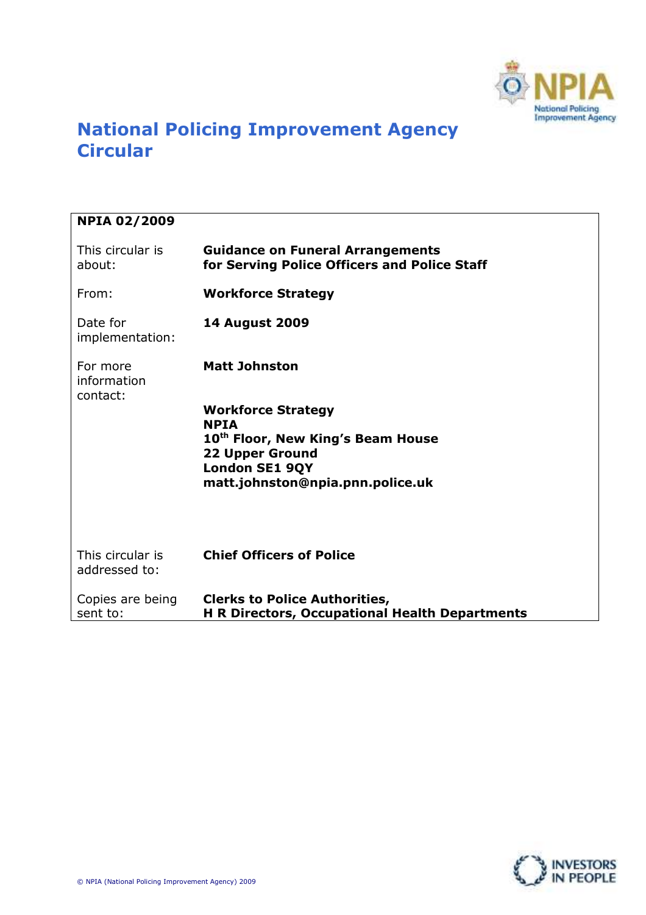# National Policing Improvement Agency Circular

| **NPIA 02/2009** | |
|---|---|
| This circular is about: | **Guidance on Funeral Arrangements for Serving Police Officers and Police Staff** |
| From: | **Workforce Strategy** |
| Date for implementation: | **14 August 2009** |
| For more information contact: | **Matt Johnston**<br><br>**Workforce Strategy**<br>**NPIA**<br>**10th Floor, New King's Beam House**<br>**22 Upper Ground**<br>**London SE1 9QY**<br>**matt.johnston@npia.pnn.police.uk** |
| This circular is addressed to: | **Chief Officers of Police** |
| Copies are being sent to: | **Clerks to Police Authorities,**<br>**H R Directors, Occupational Health Departments** |

© NPIA (National Policing Improvement Agency) 2009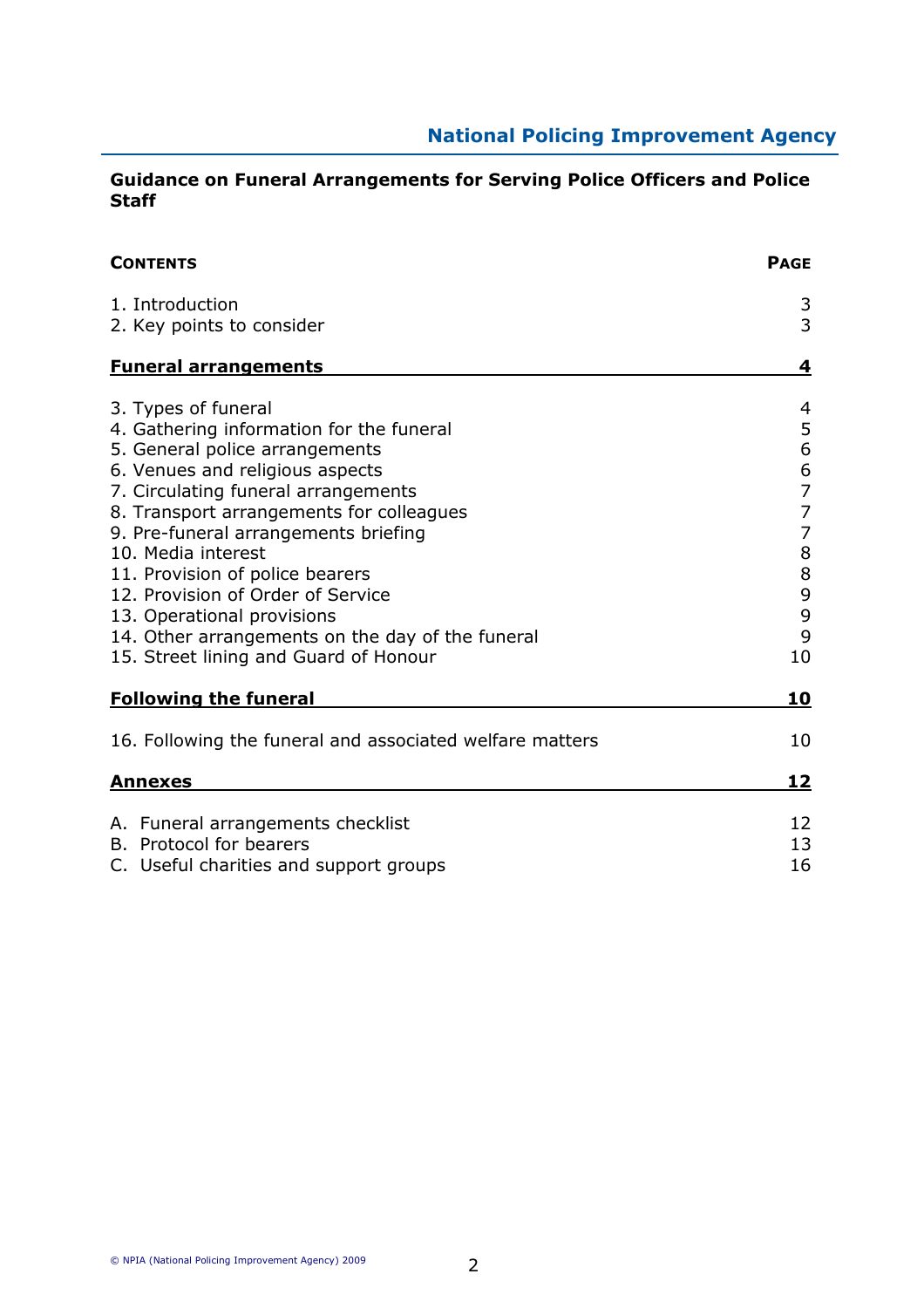**Guidance on Funeral Arrangements for Serving Police Officers and Police Staff**

| CONTENTS | PAGE |
|---|---|
| 1. Introduction | 3 |
| 2. Key points to consider | 3 |
| **Funeral arrangements** | **4** |
| 3. Types of funeral | 4 |
| 4. Gathering information for the funeral | 5 |
| 5. General police arrangements | 6 |
| 6. Venues and religious aspects | 6 |
| 7. Circulating funeral arrangements | 7 |
| 8. Transport arrangements for colleagues | 7 |
| 9. Pre-funeral arrangements briefing | 7 |
| 10. Media interest | 8 |
| 11. Provision of police bearers | 8 |
| 12. Provision of Order of Service | 9 |
| 13. Operational provisions | 9 |
| 14. Other arrangements on the day of the funeral | 9 |
| 15. Street lining and Guard of Honour | 10 |
| **Following the funeral** | **10** |
| 16. Following the funeral and associated welfare matters | 10 |
| **Annexes** | **12** |
| A. Funeral arrangements checklist | 12 |
| B. Protocol for bearers | 13 |
| C. Useful charities and support groups | 16 |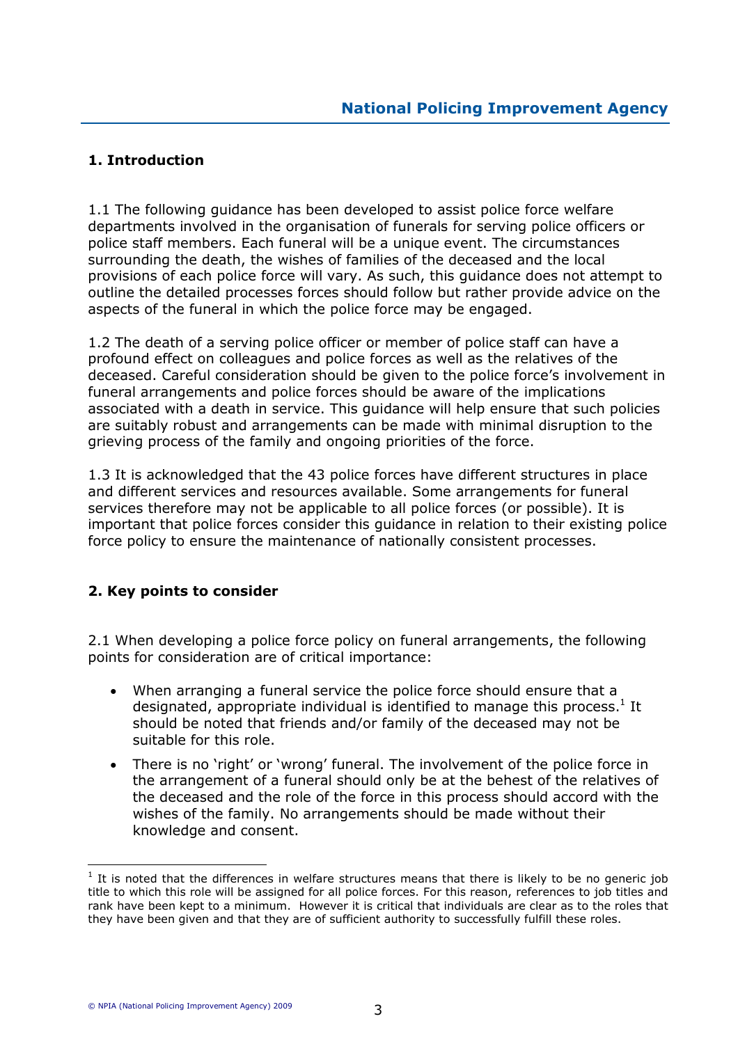## 1. Introduction

1.1 The following guidance has been developed to assist police force welfare departments involved in the organisation of funerals for serving police officers or police staff members. Each funeral will be a unique event. The circumstances surrounding the death, the wishes of families of the deceased and the local provisions of each police force will vary. As such, this guidance does not attempt to outline the detailed processes forces should follow but rather provide advice on the aspects of the funeral in which the police force may be engaged.

1.2 The death of a serving police officer or member of police staff can have a profound effect on colleagues and police forces as well as the relatives of the deceased. Careful consideration should be given to the police force's involvement in funeral arrangements and police forces should be aware of the implications associated with a death in service. This guidance will help ensure that such policies are suitably robust and arrangements can be made with minimal disruption to the grieving process of the family and ongoing priorities of the force.

1.3 It is acknowledged that the 43 police forces have different structures in place and different services and resources available. Some arrangements for funeral services therefore may not be applicable to all police forces (or possible). It is important that police forces consider this guidance in relation to their existing police force policy to ensure the maintenance of nationally consistent processes.

## 2. Key points to consider

2.1 When developing a police force policy on funeral arrangements, the following points for consideration are of critical importance:

- When arranging a funeral service the police force should ensure that a designated, appropriate individual is identified to manage this process.[1] It should be noted that friends and/or family of the deceased may not be suitable for this role.
- There is no 'right' or 'wrong' funeral. The involvement of the police force in the arrangement of a funeral should only be at the behest of the relatives of the deceased and the role of the force in this process should accord with the wishes of the family. No arrangements should be made without their knowledge and consent.

[1] It is noted that the differences in welfare structures means that there is likely to be no generic job title to which this role will be assigned for all police forces. For this reason, references to job titles and rank have been kept to a minimum. However it is critical that individuals are clear as to the roles that they have been given and that they are of sufficient authority to successfully fulfill these roles.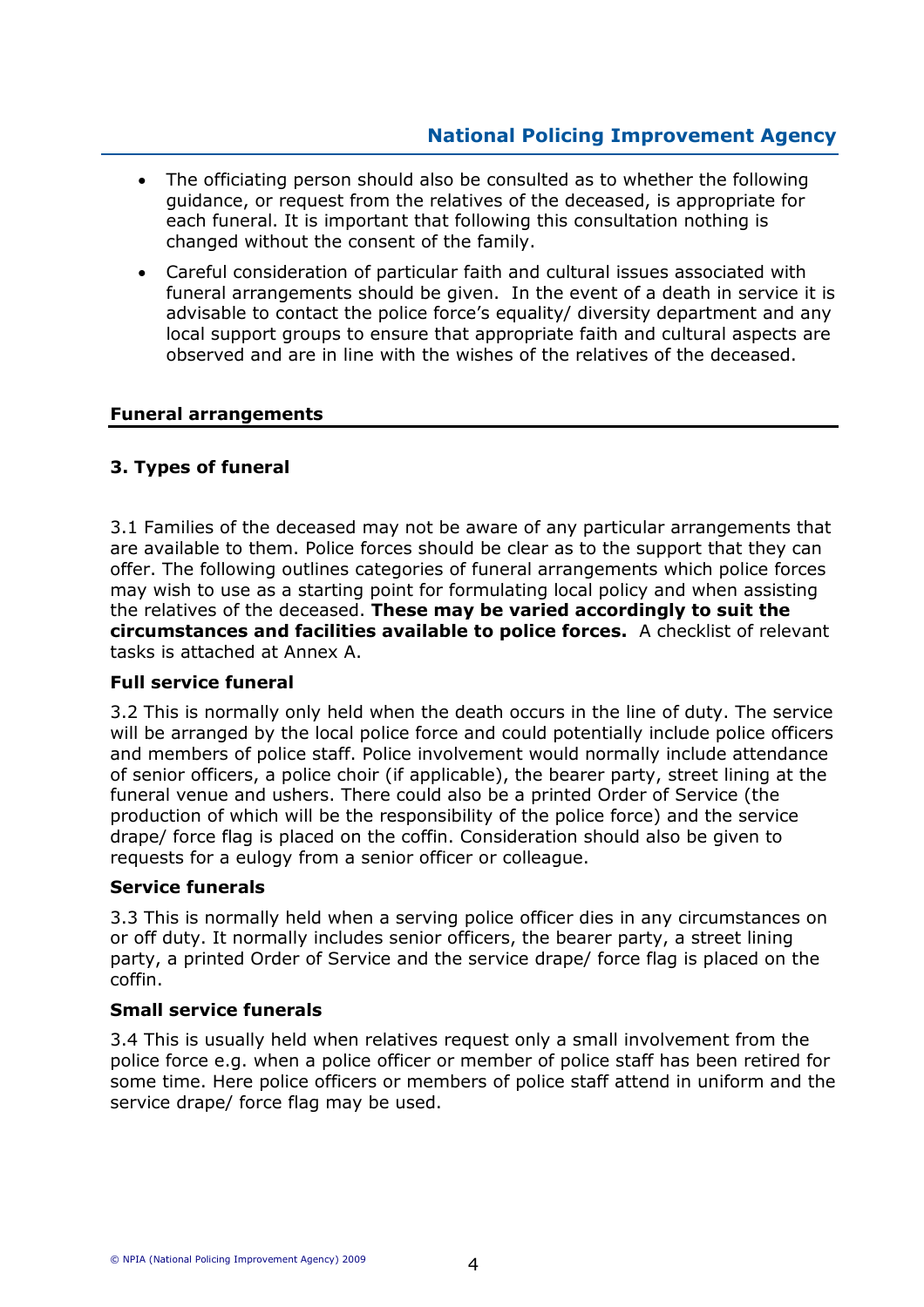- The officiating person should also be consulted as to whether the following guidance, or request from the relatives of the deceased, is appropriate for each funeral. It is important that following this consultation nothing is changed without the consent of the family.
- Careful consideration of particular faith and cultural issues associated with funeral arrangements should be given. In the event of a death in service it is advisable to contact the police force's equality/ diversity department and any local support groups to ensure that appropriate faith and cultural aspects are observed and are in line with the wishes of the relatives of the deceased.

## Funeral arrangements

### 3. Types of funeral

3.1 Families of the deceased may not be aware of any particular arrangements that are available to them. Police forces should be clear as to the support that they can offer. The following outlines categories of funeral arrangements which police forces may wish to use as a starting point for formulating local policy and when assisting the relatives of the deceased. **These may be varied accordingly to suit the circumstances and facilities available to police forces.** A checklist of relevant tasks is attached at Annex A.

**Full service funeral**

3.2 This is normally only held when the death occurs in the line of duty. The service will be arranged by the local police force and could potentially include police officers and members of police staff. Police involvement would normally include attendance of senior officers, a police choir (if applicable), the bearer party, street lining at the funeral venue and ushers. There could also be a printed Order of Service (the production of which will be the responsibility of the police force) and the service drape/ force flag is placed on the coffin. Consideration should also be given to requests for a eulogy from a senior officer or colleague.

**Service funerals**

3.3 This is normally held when a serving police officer dies in any circumstances on or off duty. It normally includes senior officers, the bearer party, a street lining party, a printed Order of Service and the service drape/ force flag is placed on the coffin.

**Small service funerals**

3.4 This is usually held when relatives request only a small involvement from the police force e.g. when a police officer or member of police staff has been retired for some time. Here police officers or members of police staff attend in uniform and the service drape/ force flag may be used.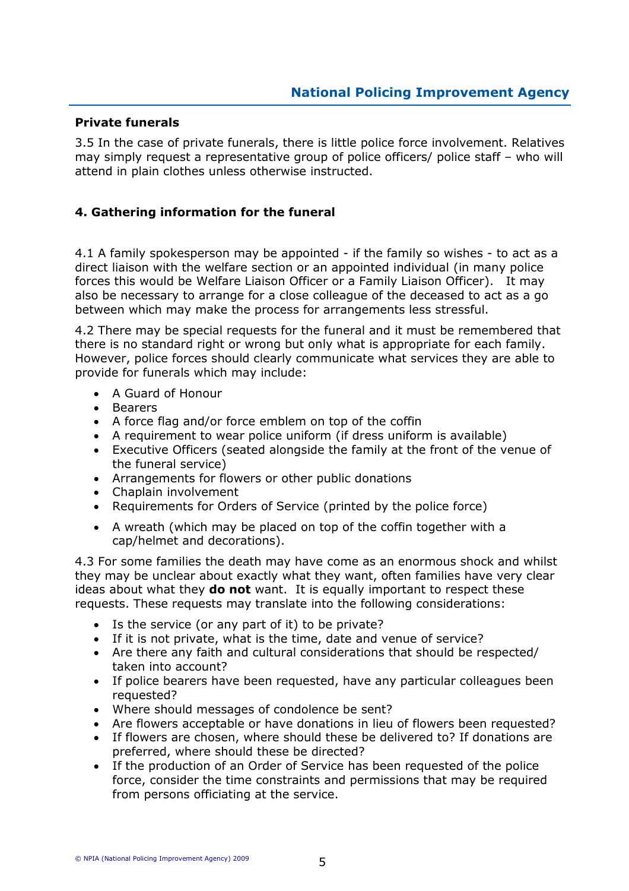### Private funerals

3.5 In the case of private funerals, there is little police force involvement. Relatives may simply request a representative group of police officers/ police staff – who will attend in plain clothes unless otherwise instructed.

## 4. Gathering information for the funeral

4.1 A family spokesperson may be appointed - if the family so wishes - to act as a direct liaison with the welfare section or an appointed individual (in many police forces this would be Welfare Liaison Officer or a Family Liaison Officer). It may also be necessary to arrange for a close colleague of the deceased to act as a go between which may make the process for arrangements less stressful.

4.2 There may be special requests for the funeral and it must be remembered that there is no standard right or wrong but only what is appropriate for each family. However, police forces should clearly communicate what services they are able to provide for funerals which may include:

- A Guard of Honour
- Bearers
- A force flag and/or force emblem on top of the coffin
- A requirement to wear police uniform (if dress uniform is available)
- Executive Officers (seated alongside the family at the front of the venue of the funeral service)
- Arrangements for flowers or other public donations
- Chaplain involvement
- Requirements for Orders of Service (printed by the police force)
- A wreath (which may be placed on top of the coffin together with a cap/helmet and decorations).

4.3 For some families the death may have come as an enormous shock and whilst they may be unclear about exactly what they want, often families have very clear ideas about what they **do not** want. It is equally important to respect these requests. These requests may translate into the following considerations:

- Is the service (or any part of it) to be private?
- If it is not private, what is the time, date and venue of service?
- Are there any faith and cultural considerations that should be respected/ taken into account?
- If police bearers have been requested, have any particular colleagues been requested?
- Where should messages of condolence be sent?
- Are flowers acceptable or have donations in lieu of flowers been requested?
- If flowers are chosen, where should these be delivered to? If donations are preferred, where should these be directed?
- If the production of an Order of Service has been requested of the police force, consider the time constraints and permissions that may be required from persons officiating at the service.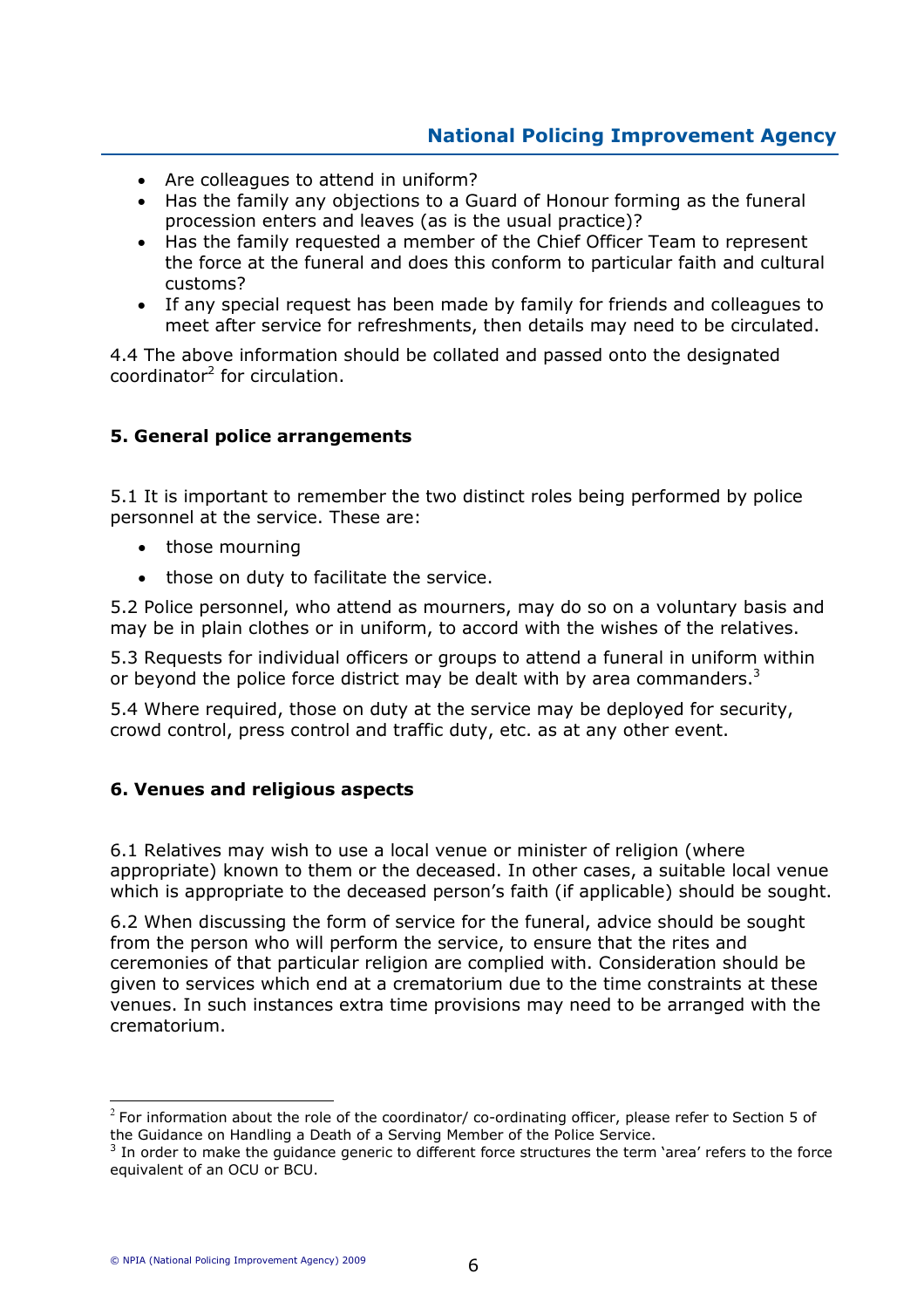- Are colleagues to attend in uniform?
- Has the family any objections to a Guard of Honour forming as the funeral procession enters and leaves (as is the usual practice)?
- Has the family requested a member of the Chief Officer Team to represent the force at the funeral and does this conform to particular faith and cultural customs?
- If any special request has been made by family for friends and colleagues to meet after service for refreshments, then details may need to be circulated.

4.4 The above information should be collated and passed onto the designated coordinator[2] for circulation.

## 5. General police arrangements

5.1 It is important to remember the two distinct roles being performed by police personnel at the service. These are:

- those mourning
- those on duty to facilitate the service.

5.2 Police personnel, who attend as mourners, may do so on a voluntary basis and may be in plain clothes or in uniform, to accord with the wishes of the relatives.

5.3 Requests for individual officers or groups to attend a funeral in uniform within or beyond the police force district may be dealt with by area commanders.[3]

5.4 Where required, those on duty at the service may be deployed for security, crowd control, press control and traffic duty, etc. as at any other event.

## 6. Venues and religious aspects

6.1 Relatives may wish to use a local venue or minister of religion (where appropriate) known to them or the deceased. In other cases, a suitable local venue which is appropriate to the deceased person's faith (if applicable) should be sought.

6.2 When discussing the form of service for the funeral, advice should be sought from the person who will perform the service, to ensure that the rites and ceremonies of that particular religion are complied with. Consideration should be given to services which end at a crematorium due to the time constraints at these venues. In such instances extra time provisions may need to be arranged with the crematorium.

---

[2] For information about the role of the coordinator/ co-ordinating officer, please refer to Section 5 of the Guidance on Handling a Death of a Serving Member of the Police Service.

[3] In order to make the guidance generic to different force structures the term 'area' refers to the force equivalent of an OCU or BCU.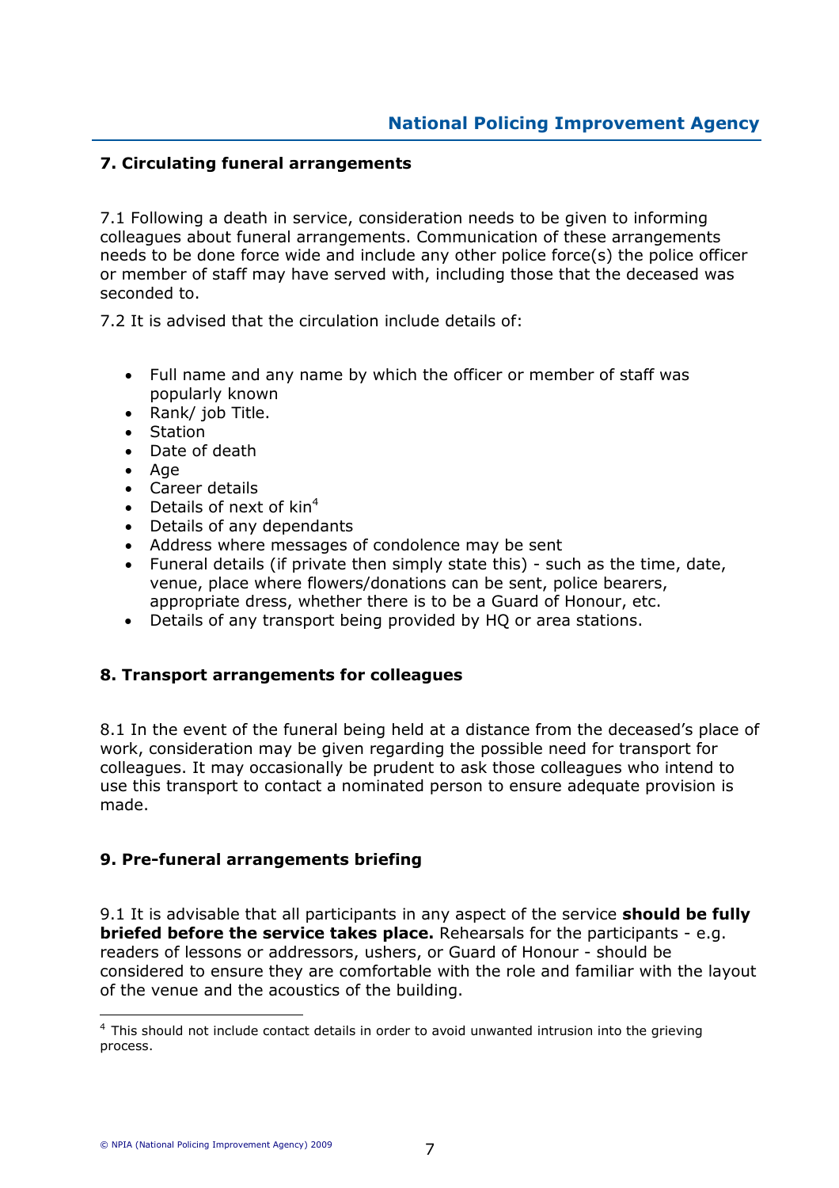## 7. Circulating funeral arrangements

7.1 Following a death in service, consideration needs to be given to informing colleagues about funeral arrangements. Communication of these arrangements needs to be done force wide and include any other police force(s) the police officer or member of staff may have served with, including those that the deceased was seconded to.

7.2 It is advised that the circulation include details of:

- Full name and any name by which the officer or member of staff was popularly known
- Rank/ job Title.
- Station
- Date of death
- Age
- Career details
- Details of next of kin[4]
- Details of any dependants
- Address where messages of condolence may be sent
- Funeral details (if private then simply state this) - such as the time, date, venue, place where flowers/donations can be sent, police bearers, appropriate dress, whether there is to be a Guard of Honour, etc.
- Details of any transport being provided by HQ or area stations.

## 8. Transport arrangements for colleagues

8.1 In the event of the funeral being held at a distance from the deceased's place of work, consideration may be given regarding the possible need for transport for colleagues. It may occasionally be prudent to ask those colleagues who intend to use this transport to contact a nominated person to ensure adequate provision is made.

## 9. Pre-funeral arrangements briefing

9.1 It is advisable that all participants in any aspect of the service **should be fully briefed before the service takes place.** Rehearsals for the participants - e.g. readers of lessons or addressors, ushers, or Guard of Honour - should be considered to ensure they are comfortable with the role and familiar with the layout of the venue and the acoustics of the building.

[4] This should not include contact details in order to avoid unwanted intrusion into the grieving process.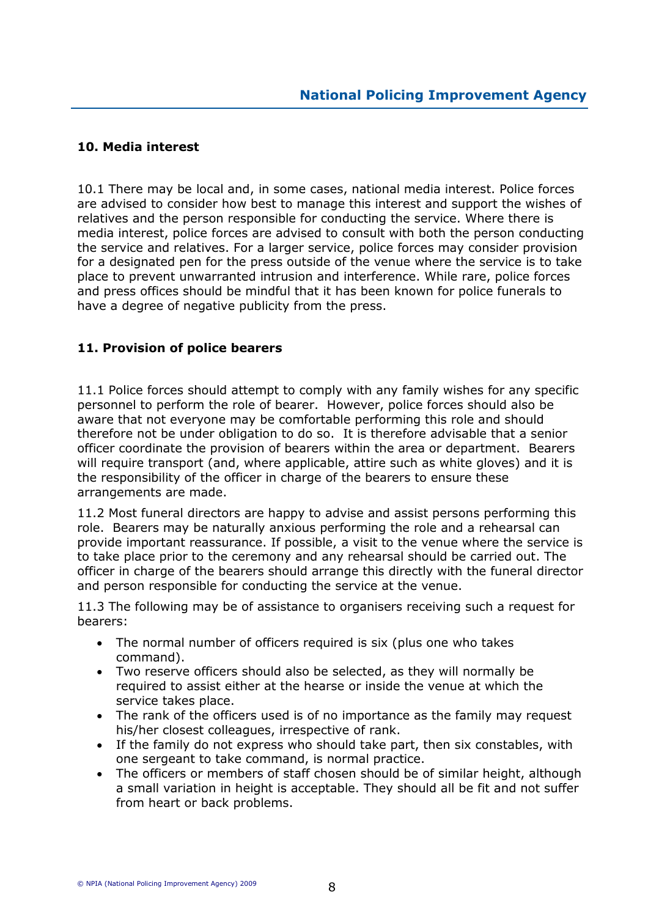## 10. Media interest

10.1 There may be local and, in some cases, national media interest. Police forces are advised to consider how best to manage this interest and support the wishes of relatives and the person responsible for conducting the service. Where there is media interest, police forces are advised to consult with both the person conducting the service and relatives. For a larger service, police forces may consider provision for a designated pen for the press outside of the venue where the service is to take place to prevent unwarranted intrusion and interference. While rare, police forces and press offices should be mindful that it has been known for police funerals to have a degree of negative publicity from the press.

## 11. Provision of police bearers

11.1 Police forces should attempt to comply with any family wishes for any specific personnel to perform the role of bearer. However, police forces should also be aware that not everyone may be comfortable performing this role and should therefore not be under obligation to do so. It is therefore advisable that a senior officer coordinate the provision of bearers within the area or department. Bearers will require transport (and, where applicable, attire such as white gloves) and it is the responsibility of the officer in charge of the bearers to ensure these arrangements are made.

11.2 Most funeral directors are happy to advise and assist persons performing this role. Bearers may be naturally anxious performing the role and a rehearsal can provide important reassurance. If possible, a visit to the venue where the service is to take place prior to the ceremony and any rehearsal should be carried out. The officer in charge of the bearers should arrange this directly with the funeral director and person responsible for conducting the service at the venue.

11.3 The following may be of assistance to organisers receiving such a request for bearers:

- The normal number of officers required is six (plus one who takes command).
- Two reserve officers should also be selected, as they will normally be required to assist either at the hearse or inside the venue at which the service takes place.
- The rank of the officers used is of no importance as the family may request his/her closest colleagues, irrespective of rank.
- If the family do not express who should take part, then six constables, with one sergeant to take command, is normal practice.
- The officers or members of staff chosen should be of similar height, although a small variation in height is acceptable. They should all be fit and not suffer from heart or back problems.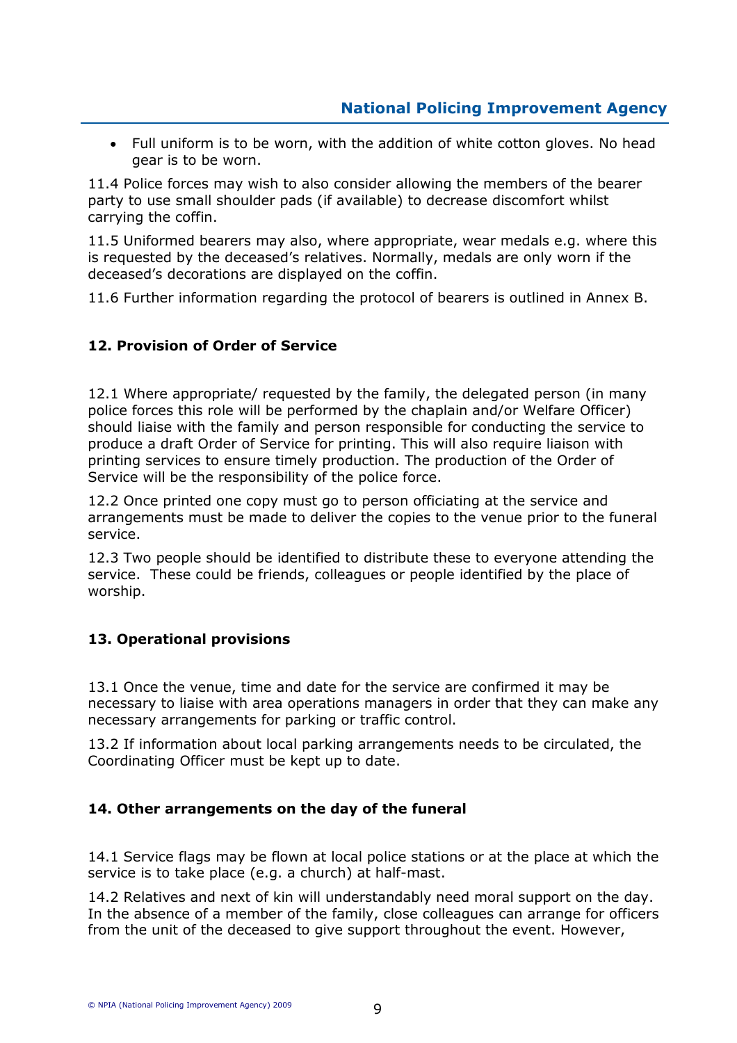- Full uniform is to be worn, with the addition of white cotton gloves. No head gear is to be worn.

11.4 Police forces may wish to also consider allowing the members of the bearer party to use small shoulder pads (if available) to decrease discomfort whilst carrying the coffin.

11.5 Uniformed bearers may also, where appropriate, wear medals e.g. where this is requested by the deceased's relatives. Normally, medals are only worn if the deceased's decorations are displayed on the coffin.

11.6 Further information regarding the protocol of bearers is outlined in Annex B.

## 12. Provision of Order of Service

12.1 Where appropriate/ requested by the family, the delegated person (in many police forces this role will be performed by the chaplain and/or Welfare Officer) should liaise with the family and person responsible for conducting the service to produce a draft Order of Service for printing. This will also require liaison with printing services to ensure timely production. The production of the Order of Service will be the responsibility of the police force.

12.2 Once printed one copy must go to person officiating at the service and arrangements must be made to deliver the copies to the venue prior to the funeral service.

12.3 Two people should be identified to distribute these to everyone attending the service. These could be friends, colleagues or people identified by the place of worship.

## 13. Operational provisions

13.1 Once the venue, time and date for the service are confirmed it may be necessary to liaise with area operations managers in order that they can make any necessary arrangements for parking or traffic control.

13.2 If information about local parking arrangements needs to be circulated, the Coordinating Officer must be kept up to date.

## 14. Other arrangements on the day of the funeral

14.1 Service flags may be flown at local police stations or at the place at which the service is to take place (e.g. a church) at half-mast.

14.2 Relatives and next of kin will understandably need moral support on the day. In the absence of a member of the family, close colleagues can arrange for officers from the unit of the deceased to give support throughout the event. However,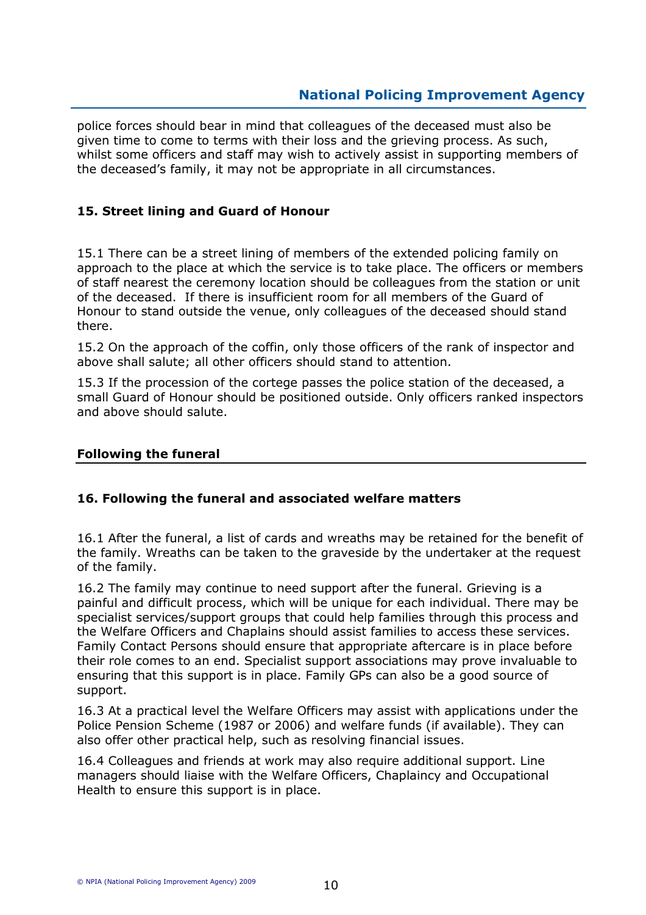police forces should bear in mind that colleagues of the deceased must also be given time to come to terms with their loss and the grieving process. As such, whilst some officers and staff may wish to actively assist in supporting members of the deceased's family, it may not be appropriate in all circumstances.

### 15. Street lining and Guard of Honour

15.1 There can be a street lining of members of the extended policing family on approach to the place at which the service is to take place. The officers or members of staff nearest the ceremony location should be colleagues from the station or unit of the deceased. If there is insufficient room for all members of the Guard of Honour to stand outside the venue, only colleagues of the deceased should stand there.

15.2 On the approach of the coffin, only those officers of the rank of inspector and above shall salute; all other officers should stand to attention.

15.3 If the procession of the cortege passes the police station of the deceased, a small Guard of Honour should be positioned outside. Only officers ranked inspectors and above should salute.

## Following the funeral

### 16. Following the funeral and associated welfare matters

16.1 After the funeral, a list of cards and wreaths may be retained for the benefit of the family. Wreaths can be taken to the graveside by the undertaker at the request of the family.

16.2 The family may continue to need support after the funeral. Grieving is a painful and difficult process, which will be unique for each individual. There may be specialist services/support groups that could help families through this process and the Welfare Officers and Chaplains should assist families to access these services. Family Contact Persons should ensure that appropriate aftercare is in place before their role comes to an end. Specialist support associations may prove invaluable to ensuring that this support is in place. Family GPs can also be a good source of support.

16.3 At a practical level the Welfare Officers may assist with applications under the Police Pension Scheme (1987 or 2006) and welfare funds (if available). They can also offer other practical help, such as resolving financial issues.

16.4 Colleagues and friends at work may also require additional support. Line managers should liaise with the Welfare Officers, Chaplaincy and Occupational Health to ensure this support is in place.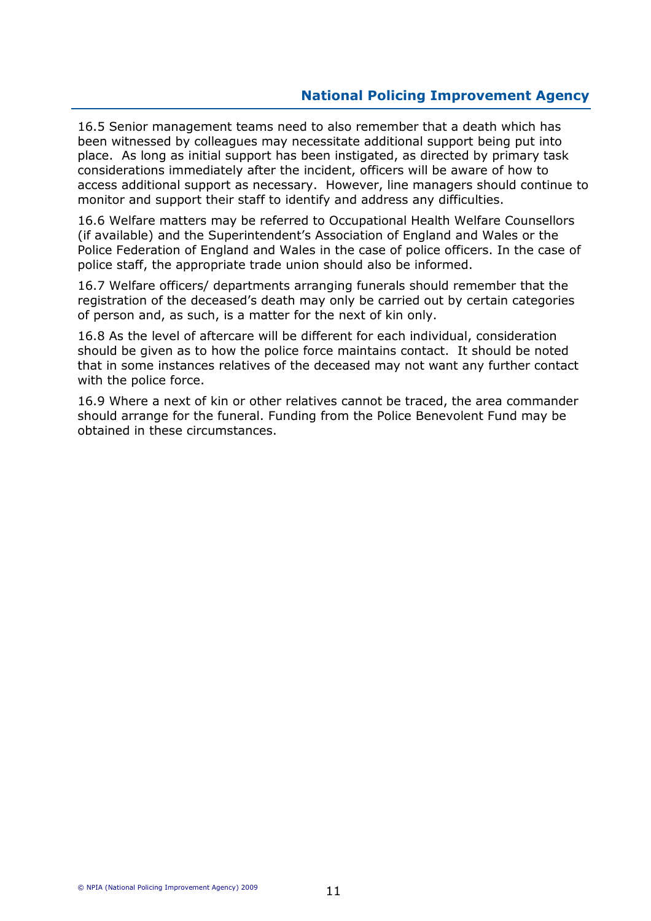16.5 Senior management teams need to also remember that a death which has been witnessed by colleagues may necessitate additional support being put into place. As long as initial support has been instigated, as directed by primary task considerations immediately after the incident, officers will be aware of how to access additional support as necessary. However, line managers should continue to monitor and support their staff to identify and address any difficulties.

16.6 Welfare matters may be referred to Occupational Health Welfare Counsellors (if available) and the Superintendent's Association of England and Wales or the Police Federation of England and Wales in the case of police officers. In the case of police staff, the appropriate trade union should also be informed.

16.7 Welfare officers/ departments arranging funerals should remember that the registration of the deceased's death may only be carried out by certain categories of person and, as such, is a matter for the next of kin only.

16.8 As the level of aftercare will be different for each individual, consideration should be given as to how the police force maintains contact. It should be noted that in some instances relatives of the deceased may not want any further contact with the police force.

16.9 Where a next of kin or other relatives cannot be traced, the area commander should arrange for the funeral. Funding from the Police Benevolent Fund may be obtained in these circumstances.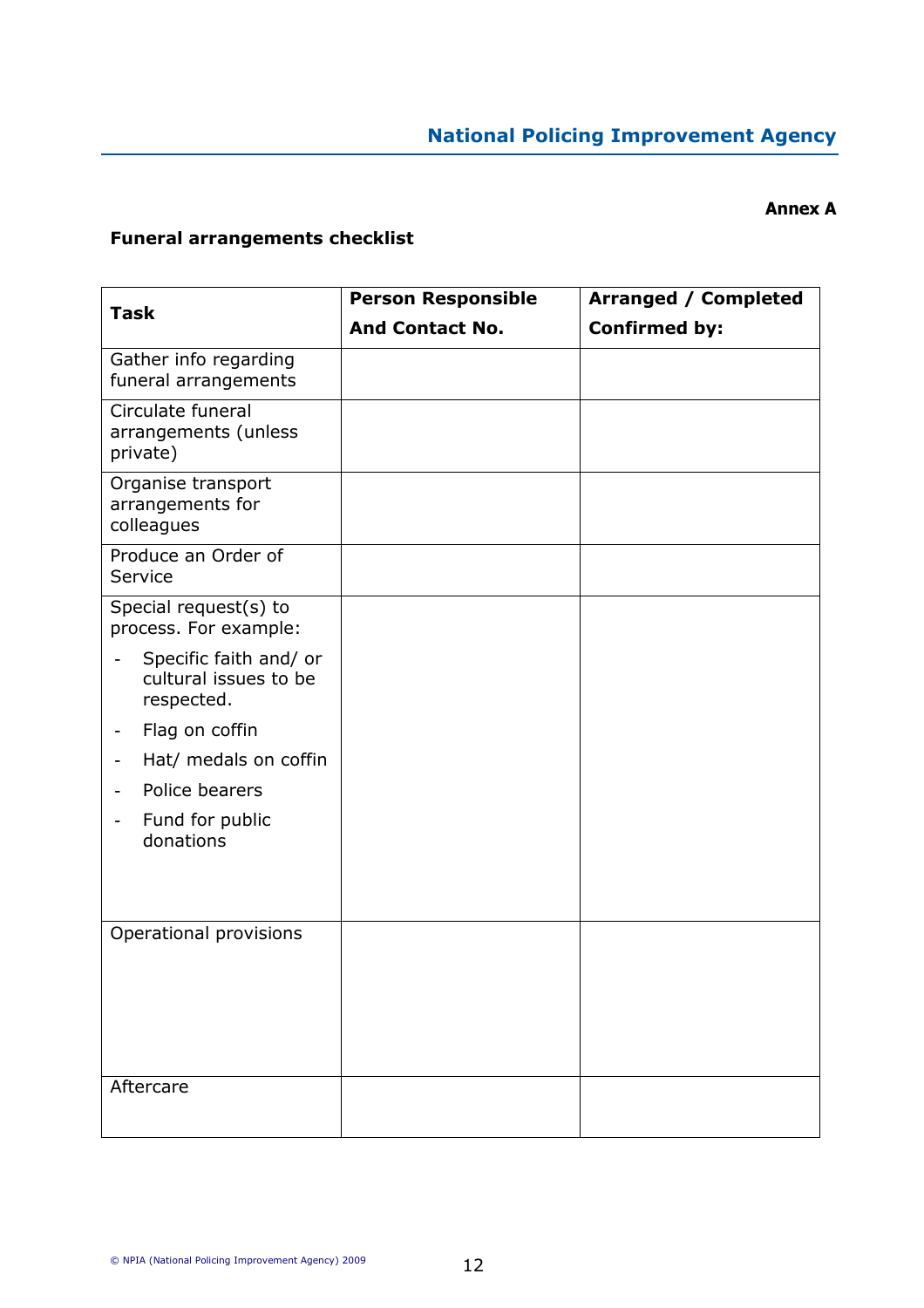**Annex A**

**Funeral arrangements checklist**

| **Task** | **Person Responsible And Contact No.** | **Arranged / Completed Confirmed by:** |
|---|---|---|
| Gather info regarding funeral arrangements | | |
| Circulate funeral arrangements (unless private) | | |
| Organise transport arrangements for colleagues | | |
| Produce an Order of Service | | |
| Special request(s) to process. For example:<br>- Specific faith and/ or cultural issues to be respected.<br>- Flag on coffin<br>- Hat/ medals on coffin<br>- Police bearers<br>- Fund for public donations | | |
| Operational provisions | | |
| Aftercare | | |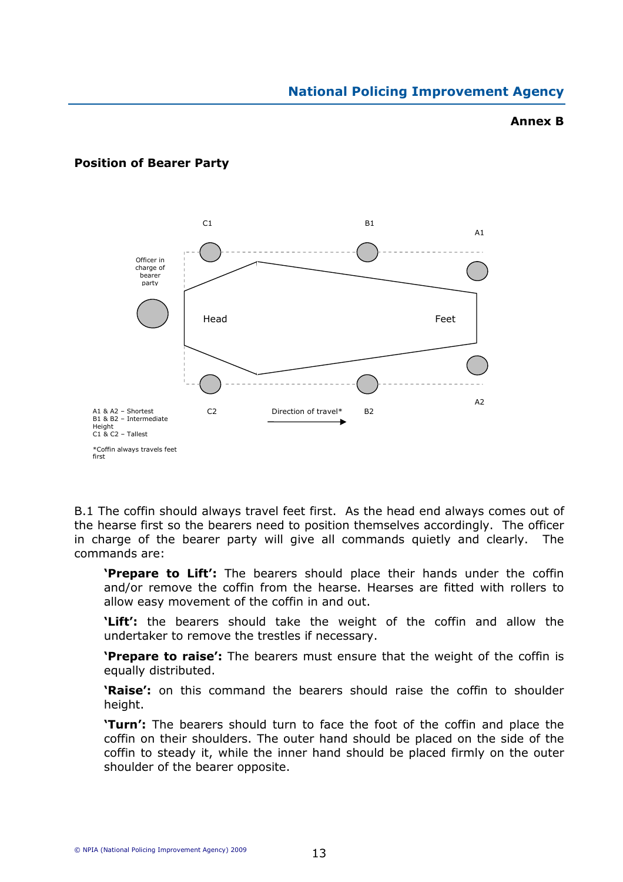**Annex B**

### Position of Bearer Party

C1 B1 A1

Officer in charge of bearer party

Head Feet

C2 B2 A2

Direction of travel*

A1 & A2 – Shortest
B1 & B2 – Intermediate Height
C1 & C2 – Tallest

*Coffin always travels feet first

B.1 The coffin should always travel feet first. As the head end always comes out of the hearse first so the bearers need to position themselves accordingly. The officer in charge of the bearer party will give all commands quietly and clearly. The commands are:

> **'Prepare to Lift':** The bearers should place their hands under the coffin and/or remove the coffin from the hearse. Hearses are fitted with rollers to allow easy movement of the coffin in and out.
>
> **'Lift':** the bearers should take the weight of the coffin and allow the undertaker to remove the trestles if necessary.
>
> **'Prepare to raise':** The bearers must ensure that the weight of the coffin is equally distributed.
>
> **'Raise':** on this command the bearers should raise the coffin to shoulder height.
>
> **'Turn':** The bearers should turn to face the foot of the coffin and place the coffin on their shoulders. The outer hand should be placed on the side of the coffin to steady it, while the inner hand should be placed firmly on the outer shoulder of the bearer opposite.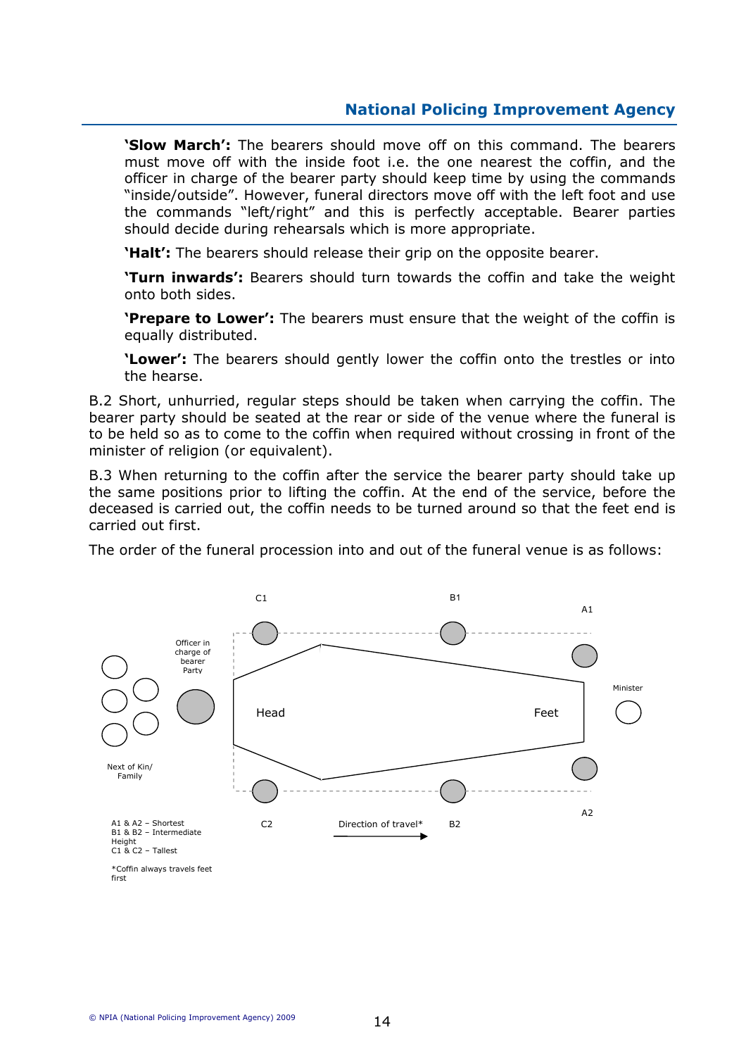**'Slow March':** The bearers should move off on this command. The bearers must move off with the inside foot i.e. the one nearest the coffin, and the officer in charge of the bearer party should keep time by using the commands "inside/outside". However, funeral directors move off with the left foot and use the commands "left/right" and this is perfectly acceptable. Bearer parties should decide during rehearsals which is more appropriate.

**'Halt':** The bearers should release their grip on the opposite bearer.

**'Turn inwards':** Bearers should turn towards the coffin and take the weight onto both sides.

**'Prepare to Lower':** The bearers must ensure that the weight of the coffin is equally distributed.

**'Lower':** The bearers should gently lower the coffin onto the trestles or into the hearse.

B.2 Short, unhurried, regular steps should be taken when carrying the coffin. The bearer party should be seated at the rear or side of the venue where the funeral is to be held so as to come to the coffin when required without crossing in front of the minister of religion (or equivalent).

B.3 When returning to the coffin after the service the bearer party should take up the same positions prior to lifting the coffin. At the end of the service, before the deceased is carried out, the coffin needs to be turned around so that the feet end is carried out first.

The order of the funeral procession into and out of the funeral venue is as follows:

C1 B1 A1

Officer in charge of bearer Party

Head Feet

Minister

Next of Kin/ Family

C2 B2 A2

A1 & A2 – Shortest
B1 & B2 – Intermediate Height
C1 & C2 – Tallest

Direction of travel* →

*Coffin always travels feet first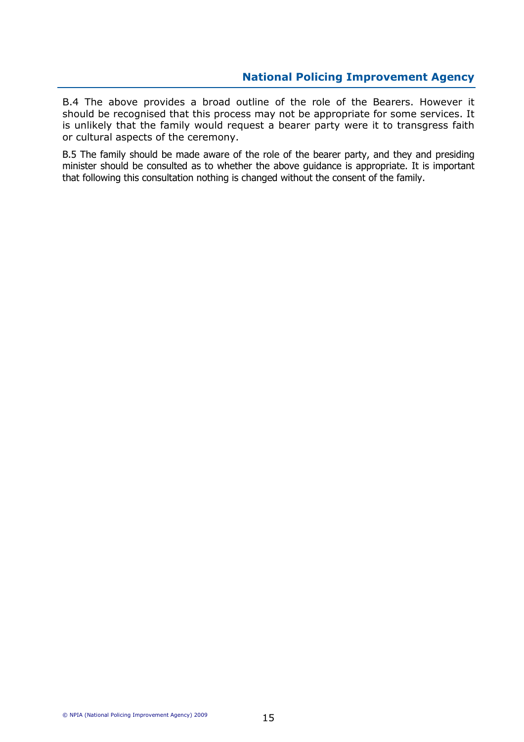B.4 The above provides a broad outline of the role of the Bearers. However it should be recognised that this process may not be appropriate for some services. It is unlikely that the family would request a bearer party were it to transgress faith or cultural aspects of the ceremony.

B.5 The family should be made aware of the role of the bearer party, and they and presiding minister should be consulted as to whether the above guidance is appropriate. It is important that following this consultation nothing is changed without the consent of the family.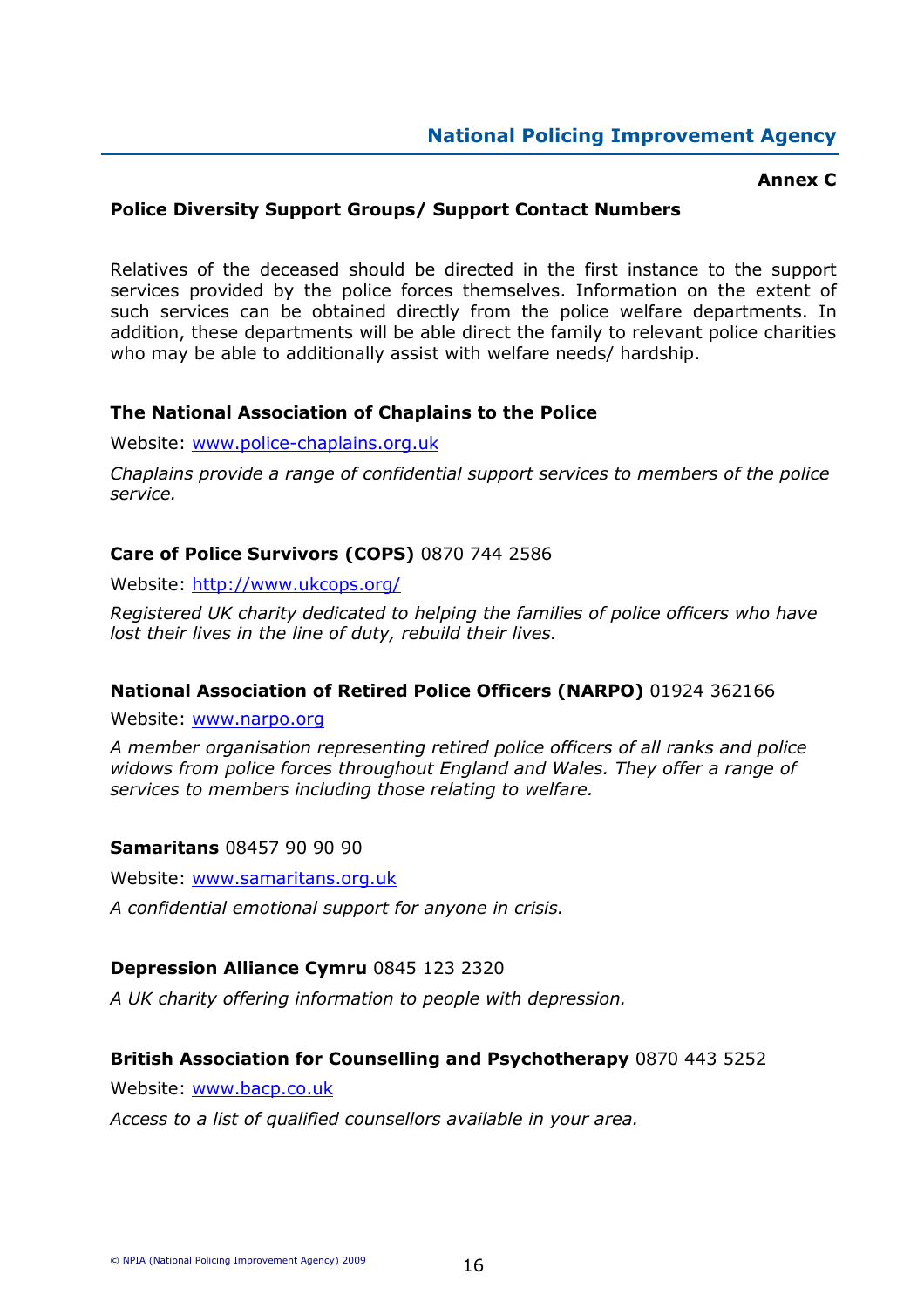**Annex C**

## Police Diversity Support Groups/ Support Contact Numbers

Relatives of the deceased should be directed in the first instance to the support services provided by the police forces themselves. Information on the extent of such services can be obtained directly from the police welfare departments. In addition, these departments will be able direct the family to relevant police charities who may be able to additionally assist with welfare needs/ hardship.

### The National Association of Chaplains to the Police

Website: www.police-chaplains.org.uk

*Chaplains provide a range of confidential support services to members of the police service.*

### Care of Police Survivors (COPS) 0870 744 2586

Website: http://www.ukcops.org/

*Registered UK charity dedicated to helping the families of police officers who have lost their lives in the line of duty, rebuild their lives.*

### National Association of Retired Police Officers (NARPO) 01924 362166

Website: www.narpo.org

*A member organisation representing retired police officers of all ranks and police widows from police forces throughout England and Wales. They offer a range of services to members including those relating to welfare.*

### Samaritans 08457 90 90 90

Website: www.samaritans.org.uk

*A confidential emotional support for anyone in crisis.*

### Depression Alliance Cymru 0845 123 2320

*A UK charity offering information to people with depression.*

### British Association for Counselling and Psychotherapy 0870 443 5252

Website: www.bacp.co.uk

*Access to a list of qualified counsellors available in your area.*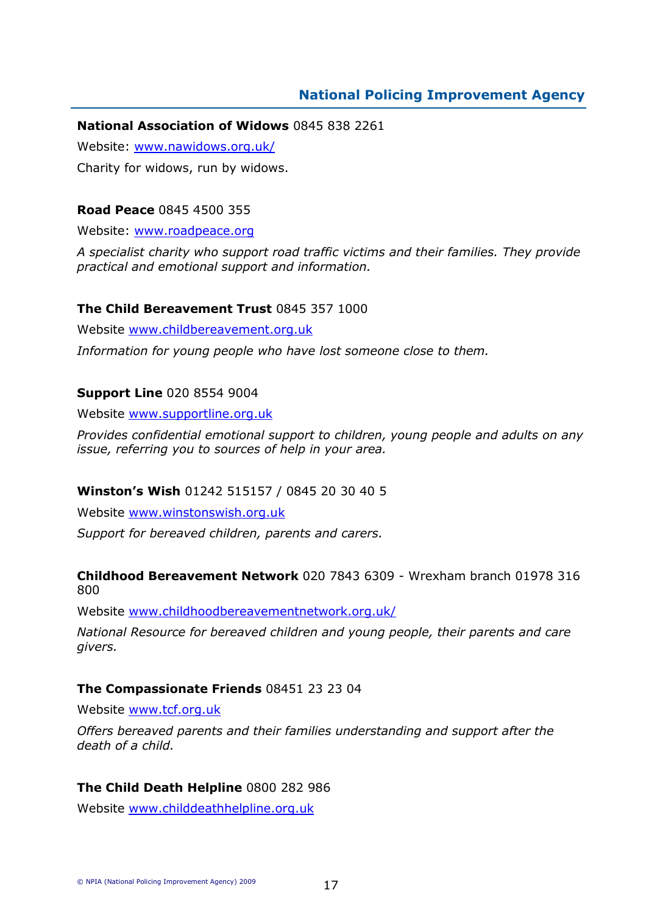**National Association of Widows** 0845 838 2261

Website: www.nawidows.org.uk/

Charity for widows, run by widows.

**Road Peace** 0845 4500 355

Website: www.roadpeace.org

*A specialist charity who support road traffic victims and their families. They provide practical and emotional support and information.*

**The Child Bereavement Trust** 0845 357 1000

Website www.childbereavement.org.uk

*Information for young people who have lost someone close to them.*

**Support Line** 020 8554 9004

Website www.supportline.org.uk

*Provides confidential emotional support to children, young people and adults on any issue, referring you to sources of help in your area.*

**Winston's Wish** 01242 515157 / 0845 20 30 40 5

Website www.winstonswish.org.uk

*Support for bereaved children, parents and carers.*

**Childhood Bereavement Network** 020 7843 6309 - Wrexham branch 01978 316 800

Website www.childhoodbereavementnetwork.org.uk/

*National Resource for bereaved children and young people, their parents and care givers.*

**The Compassionate Friends** 08451 23 23 04

Website www.tcf.org.uk

*Offers bereaved parents and their families understanding and support after the death of a child.*

**The Child Death Helpline** 0800 282 986

Website www.childdeathhelpline.org.uk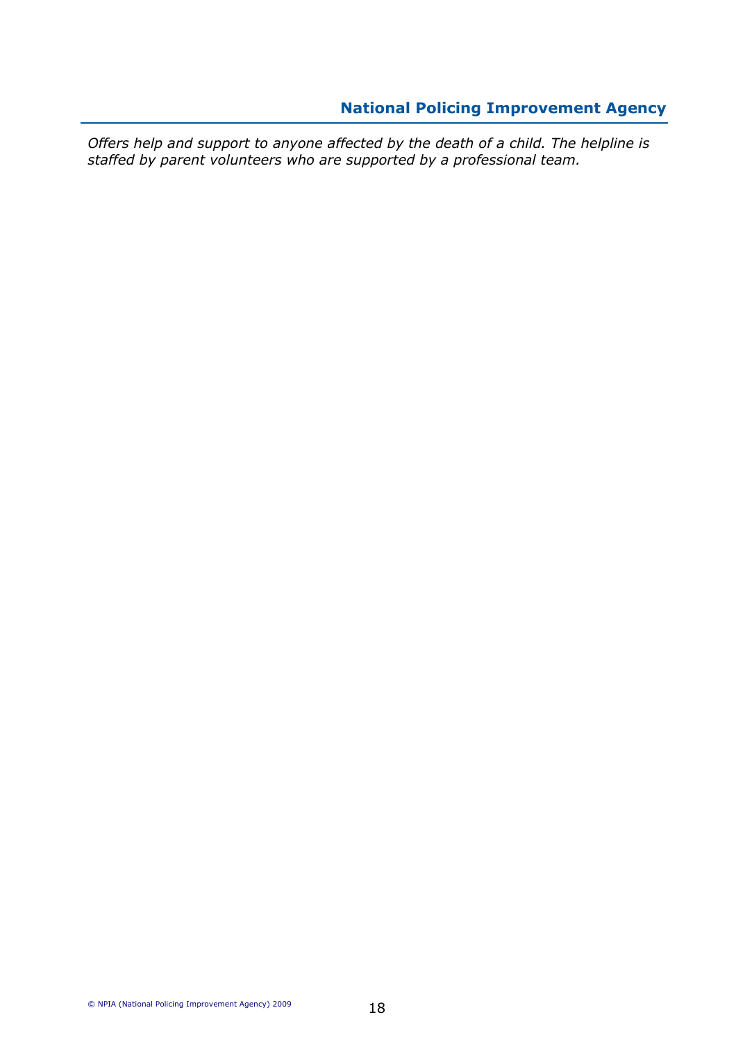*Offers help and support to anyone affected by the death of a child. The helpline is staffed by parent volunteers who are supported by a professional team.*